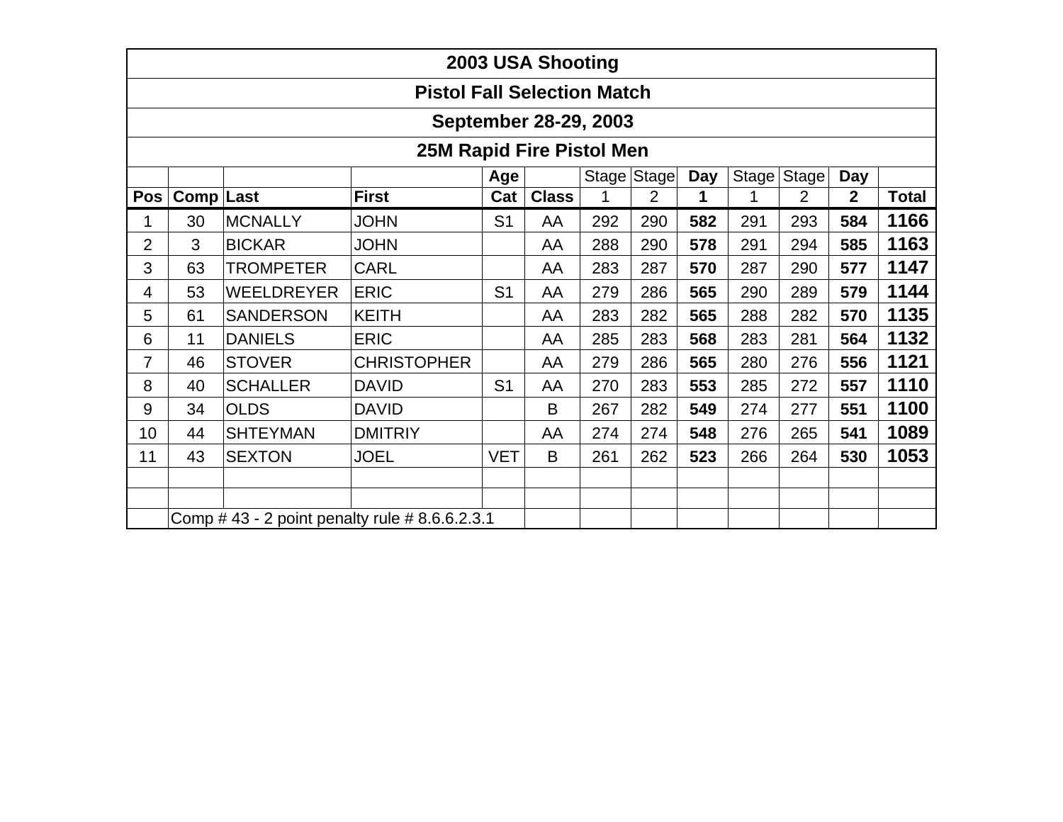# 2003 USA Shooting

## Pistol Fall Selection Match

### September 28-29, 2003

### 25M Rapid Fire Pistol Men

| | | | | Age | | Stage | Stage | **Day** | Stage | Stage | **Day** | |
|---|---|---|---|---|---|---|---|---|---|---|---|---|
| **Pos** | **Comp** | **Last** | **First** | **Cat** | **Class** | 1 | 2 | **1** | 1 | 2 | **2** | **Total** |
| 1 | 30 | MCNALLY | JOHN | S1 | AA | 292 | 290 | **582** | 291 | 293 | **584** | **1166** |
| 2 | 3 | BICKAR | JOHN | | AA | 288 | 290 | **578** | 291 | 294 | **585** | **1163** |
| 3 | 63 | TROMPETER | CARL | | AA | 283 | 287 | **570** | 287 | 290 | **577** | **1147** |
| 4 | 53 | WEELDREYER | ERIC | S1 | AA | 279 | 286 | **565** | 290 | 289 | **579** | **1144** |
| 5 | 61 | SANDERSON | KEITH | | AA | 283 | 282 | **565** | 288 | 282 | **570** | **1135** |
| 6 | 11 | DANIELS | ERIC | | AA | 285 | 283 | **568** | 283 | 281 | **564** | **1132** |
| 7 | 46 | STOVER | CHRISTOPHER | | AA | 279 | 286 | **565** | 280 | 276 | **556** | **1121** |
| 8 | 40 | SCHALLER | DAVID | S1 | AA | 270 | 283 | **553** | 285 | 272 | **557** | **1110** |
| 9 | 34 | OLDS | DAVID | | B | 267 | 282 | **549** | 274 | 277 | **551** | **1100** |
| 10 | 44 | SHTEYMAN | DMITRIY | | AA | 274 | 274 | **548** | 276 | 265 | **541** | **1089** |
| 11 | 43 | SEXTON | JOEL | VET | B | 261 | 262 | **523** | 266 | 264 | **530** | **1053** |

Comp # 43 - 2 point penalty rule # 8.6.6.2.3.1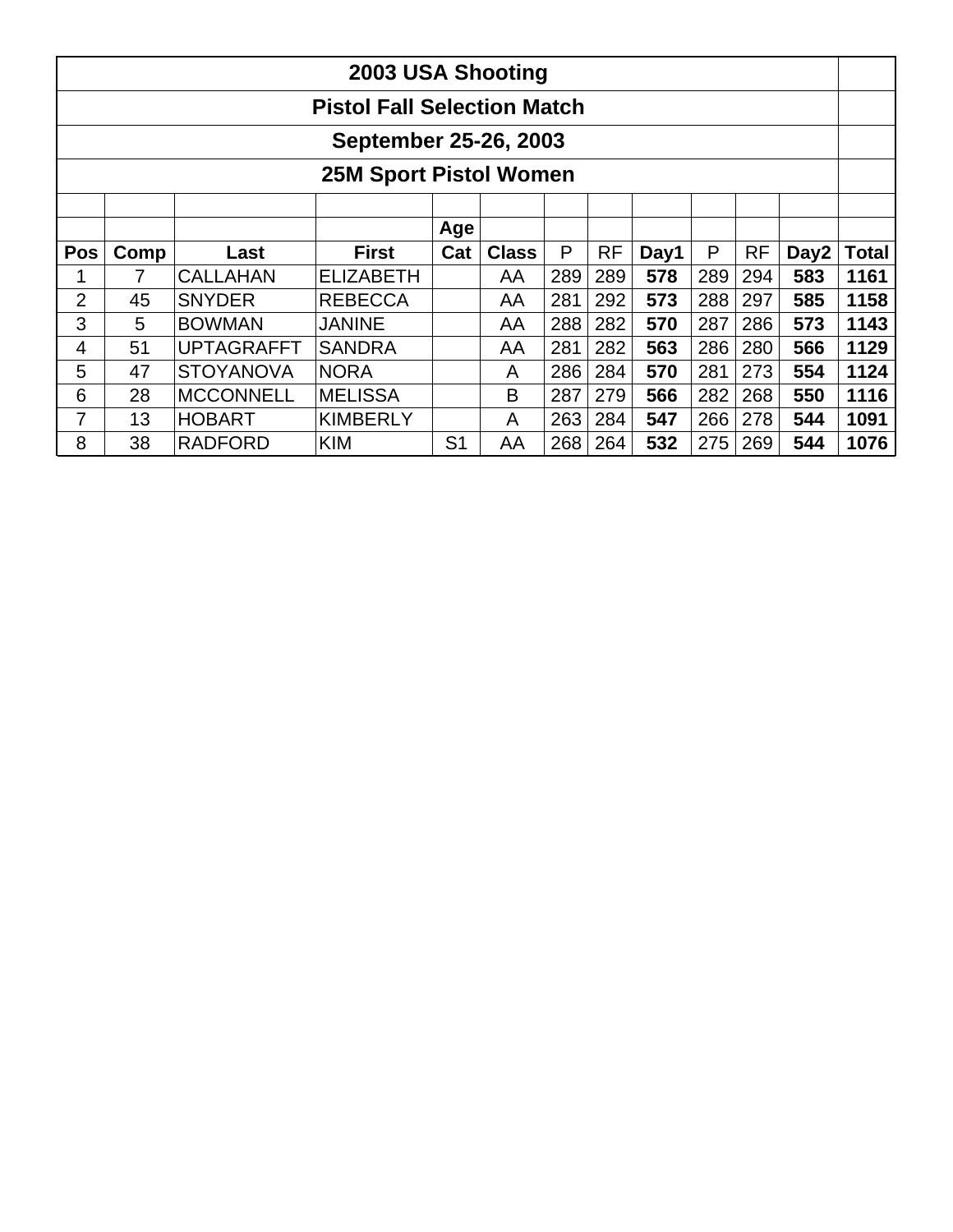# 2003 USA Shooting

## Pistol Fall Selection Match

### September 25-26, 2003

### 25M Sport Pistol Women

| Pos | Comp | Last | First | Age Cat | Class | P | RF | Day1 | P | RF | Day2 | Total |
|---|---|---|---|---|---|---|---|---|---|---|---|---|
| 1 | 7 | CALLAHAN | ELIZABETH | | AA | 289 | 289 | **578** | 289 | 294 | **583** | **1161** |
| 2 | 45 | SNYDER | REBECCA | | AA | 281 | 292 | **573** | 288 | 297 | **585** | **1158** |
| 3 | 5 | BOWMAN | JANINE | | AA | 288 | 282 | **570** | 287 | 286 | **573** | **1143** |
| 4 | 51 | UPTAGRAFFT | SANDRA | | AA | 281 | 282 | **563** | 286 | 280 | **566** | **1129** |
| 5 | 47 | STOYANOVA | NORA | | A | 286 | 284 | **570** | 281 | 273 | **554** | **1124** |
| 6 | 28 | MCCONNELL | MELISSA | | B | 287 | 279 | **566** | 282 | 268 | **550** | **1116** |
| 7 | 13 | HOBART | KIMBERLY | | A | 263 | 284 | **547** | 266 | 278 | **544** | **1091** |
| 8 | 38 | RADFORD | KIM | S1 | AA | 268 | 264 | **532** | 275 | 269 | **544** | **1076** |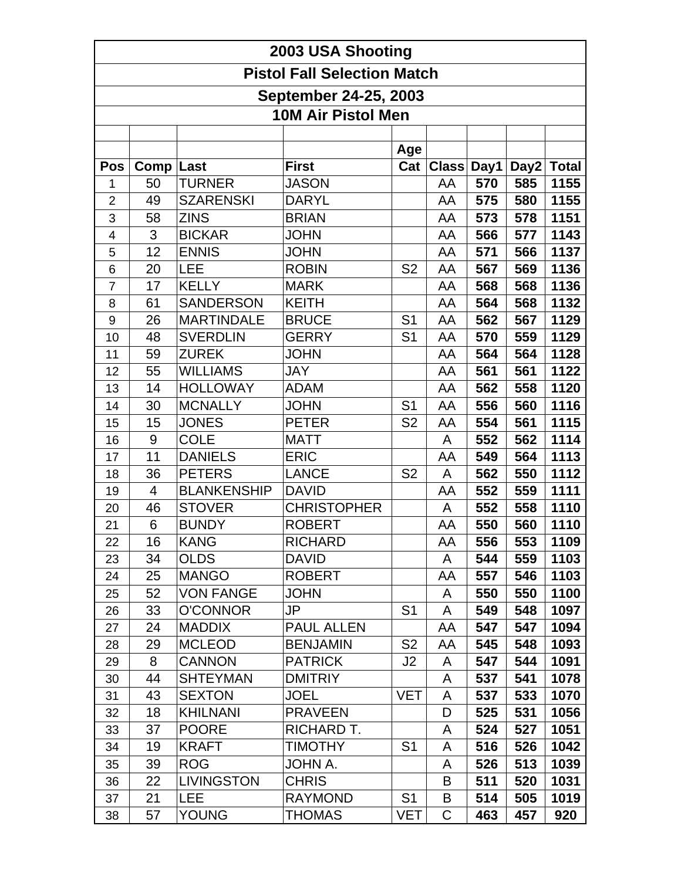# 2003 USA Shooting

## Pistol Fall Selection Match

### September 24-25, 2003

### 10M Air Pistol Men

| Pos | Comp | Last | First | Age Cat | Class | Day1 | Day2 | Total |
|---|---|---|---|---|---|---|---|---|
| 1 | 50 | TURNER | JASON | | AA | 570 | 585 | 1155 |
| 2 | 49 | SZARENSKI | DARYL | | AA | 575 | 580 | 1155 |
| 3 | 58 | ZINS | BRIAN | | AA | 573 | 578 | 1151 |
| 4 | 3 | BICKAR | JOHN | | AA | 566 | 577 | 1143 |
| 5 | 12 | ENNIS | JOHN | | AA | 571 | 566 | 1137 |
| 6 | 20 | LEE | ROBIN | S2 | AA | 567 | 569 | 1136 |
| 7 | 17 | KELLY | MARK | | AA | 568 | 568 | 1136 |
| 8 | 61 | SANDERSON | KEITH | | AA | 564 | 568 | 1132 |
| 9 | 26 | MARTINDALE | BRUCE | S1 | AA | 562 | 567 | 1129 |
| 10 | 48 | SVERDLIN | GERRY | S1 | AA | 570 | 559 | 1129 |
| 11 | 59 | ZUREK | JOHN | | AA | 564 | 564 | 1128 |
| 12 | 55 | WILLIAMS | JAY | | AA | 561 | 561 | 1122 |
| 13 | 14 | HOLLOWAY | ADAM | | AA | 562 | 558 | 1120 |
| 14 | 30 | MCNALLY | JOHN | S1 | AA | 556 | 560 | 1116 |
| 15 | 15 | JONES | PETER | S2 | AA | 554 | 561 | 1115 |
| 16 | 9 | COLE | MATT | | A | 552 | 562 | 1114 |
| 17 | 11 | DANIELS | ERIC | | AA | 549 | 564 | 1113 |
| 18 | 36 | PETERS | LANCE | S2 | A | 562 | 550 | 1112 |
| 19 | 4 | BLANKENSHIP | DAVID | | AA | 552 | 559 | 1111 |
| 20 | 46 | STOVER | CHRISTOPHER | | A | 552 | 558 | 1110 |
| 21 | 6 | BUNDY | ROBERT | | AA | 550 | 560 | 1110 |
| 22 | 16 | KANG | RICHARD | | AA | 556 | 553 | 1109 |
| 23 | 34 | OLDS | DAVID | | A | 544 | 559 | 1103 |
| 24 | 25 | MANGO | ROBERT | | AA | 557 | 546 | 1103 |
| 25 | 52 | VON FANGE | JOHN | | A | 550 | 550 | 1100 |
| 26 | 33 | O'CONNOR | JP | S1 | A | 549 | 548 | 1097 |
| 27 | 24 | MADDIX | PAUL ALLEN | | AA | 547 | 547 | 1094 |
| 28 | 29 | MCLEOD | BENJAMIN | S2 | AA | 545 | 548 | 1093 |
| 29 | 8 | CANNON | PATRICK | J2 | A | 547 | 544 | 1091 |
| 30 | 44 | SHTEYMAN | DMITRIY | | A | 537 | 541 | 1078 |
| 31 | 43 | SEXTON | JOEL | VET | A | 537 | 533 | 1070 |
| 32 | 18 | KHILNANI | PRAVEEN | | D | 525 | 531 | 1056 |
| 33 | 37 | POORE | RICHARD T. | | A | 524 | 527 | 1051 |
| 34 | 19 | KRAFT | TIMOTHY | S1 | A | 516 | 526 | 1042 |
| 35 | 39 | ROG | JOHN A. | | A | 526 | 513 | 1039 |
| 36 | 22 | LIVINGSTON | CHRIS | | B | 511 | 520 | 1031 |
| 37 | 21 | LEE | RAYMOND | S1 | B | 514 | 505 | 1019 |
| 38 | 57 | YOUNG | THOMAS | VET | C | 463 | 457 | 920 |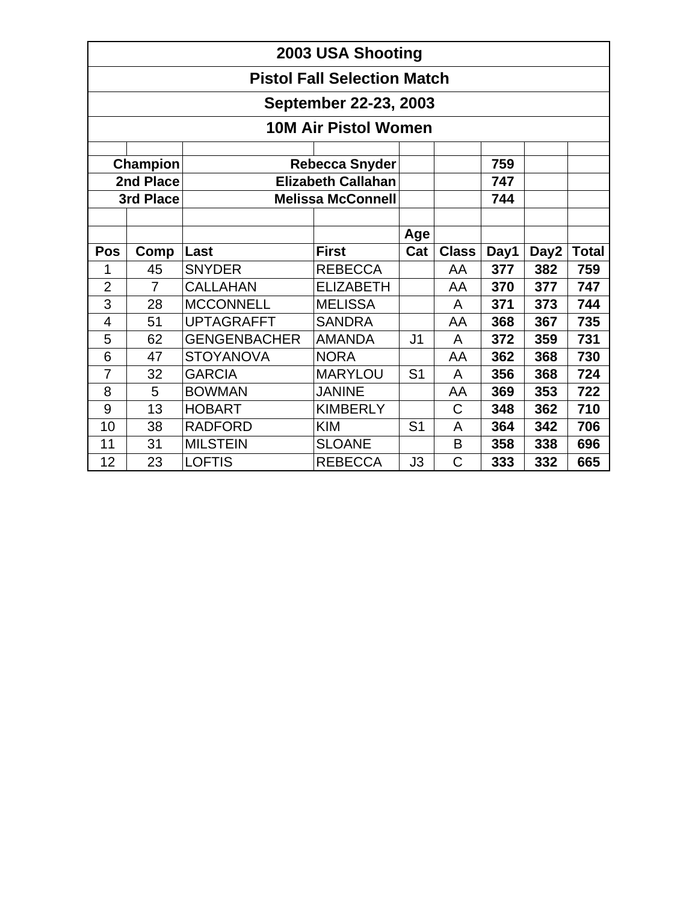# 2003 USA Shooting

## Pistol Fall Selection Match

## September 22-23, 2003

## 10M Air Pistol Women

| | | | | | |
|---|---|---|---|---|---|
| **Champion** | **Rebecca Snyder** | | | **759** | |
| **2nd Place** | **Elizabeth Callahan** | | | **747** | |
| **3rd Place** | **Melissa McConnell** | | | **744** | |

| Pos | Comp | Last | First | Age Cat | Class | Day1 | Day2 | Total |
|---|---|---|---|---|---|---|---|---|
| 1 | 45 | SNYDER | REBECCA | | AA | **377** | **382** | **759** |
| 2 | 7 | CALLAHAN | ELIZABETH | | AA | **370** | **377** | **747** |
| 3 | 28 | MCCONNELL | MELISSA | | A | **371** | **373** | **744** |
| 4 | 51 | UPTAGRAFFT | SANDRA | | AA | **368** | **367** | **735** |
| 5 | 62 | GENGENBACHER | AMANDA | J1 | A | **372** | **359** | **731** |
| 6 | 47 | STOYANOVA | NORA | | AA | **362** | **368** | **730** |
| 7 | 32 | GARCIA | MARYLOU | S1 | A | **356** | **368** | **724** |
| 8 | 5 | BOWMAN | JANINE | | AA | **369** | **353** | **722** |
| 9 | 13 | HOBART | KIMBERLY | | C | **348** | **362** | **710** |
| 10 | 38 | RADFORD | KIM | S1 | A | **364** | **342** | **706** |
| 11 | 31 | MILSTEIN | SLOANE | | B | **358** | **338** | **696** |
| 12 | 23 | LOFTIS | REBECCA | J3 | C | **333** | **332** | **665** |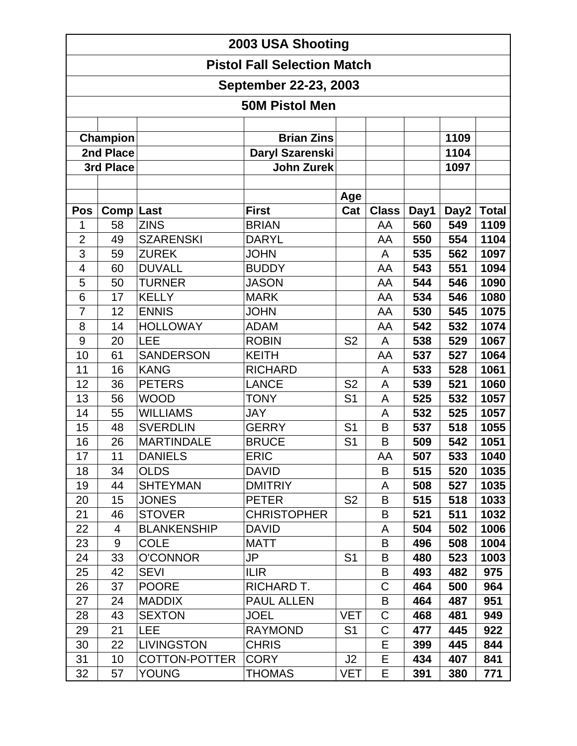# 2003 USA Shooting

## Pistol Fall Selection Match

### September 22-23, 2003

### 50M Pistol Men

| | | | | | | | | |
|---|---|---|---|---|---|---|---|---|
| Champion | | | Brian Zins | | | | 1109 | |
| 2nd Place | | | Daryl Szarenski | | | | 1104 | |
| 3rd Place | | | John Zurek | | | | 1097 | |

| Pos | Comp | Last | First | Age Cat | Class | Day1 | Day2 | Total |
|---|---|---|---|---|---|---|---|---|
| 1 | 58 | ZINS | BRIAN | | AA | 560 | 549 | 1109 |
| 2 | 49 | SZARENSKI | DARYL | | AA | 550 | 554 | 1104 |
| 3 | 59 | ZUREK | JOHN | | A | 535 | 562 | 1097 |
| 4 | 60 | DUVALL | BUDDY | | AA | 543 | 551 | 1094 |
| 5 | 50 | TURNER | JASON | | AA | 544 | 546 | 1090 |
| 6 | 17 | KELLY | MARK | | AA | 534 | 546 | 1080 |
| 7 | 12 | ENNIS | JOHN | | AA | 530 | 545 | 1075 |
| 8 | 14 | HOLLOWAY | ADAM | | AA | 542 | 532 | 1074 |
| 9 | 20 | LEE | ROBIN | S2 | A | 538 | 529 | 1067 |
| 10 | 61 | SANDERSON | KEITH | | AA | 537 | 527 | 1064 |
| 11 | 16 | KANG | RICHARD | | A | 533 | 528 | 1061 |
| 12 | 36 | PETERS | LANCE | S2 | A | 539 | 521 | 1060 |
| 13 | 56 | WOOD | TONY | S1 | A | 525 | 532 | 1057 |
| 14 | 55 | WILLIAMS | JAY | | A | 532 | 525 | 1057 |
| 15 | 48 | SVERDLIN | GERRY | S1 | B | 537 | 518 | 1055 |
| 16 | 26 | MARTINDALE | BRUCE | S1 | B | 509 | 542 | 1051 |
| 17 | 11 | DANIELS | ERIC | | AA | 507 | 533 | 1040 |
| 18 | 34 | OLDS | DAVID | | B | 515 | 520 | 1035 |
| 19 | 44 | SHTEYMAN | DMITRIY | | A | 508 | 527 | 1035 |
| 20 | 15 | JONES | PETER | S2 | B | 515 | 518 | 1033 |
| 21 | 46 | STOVER | CHRISTOPHER | | B | 521 | 511 | 1032 |
| 22 | 4 | BLANKENSHIP | DAVID | | A | 504 | 502 | 1006 |
| 23 | 9 | COLE | MATT | | B | 496 | 508 | 1004 |
| 24 | 33 | O'CONNOR | JP | S1 | B | 480 | 523 | 1003 |
| 25 | 42 | SEVI | ILIR | | B | 493 | 482 | 975 |
| 26 | 37 | POORE | RICHARD T. | | C | 464 | 500 | 964 |
| 27 | 24 | MADDIX | PAUL ALLEN | | B | 464 | 487 | 951 |
| 28 | 43 | SEXTON | JOEL | VET | C | 468 | 481 | 949 |
| 29 | 21 | LEE | RAYMOND | S1 | C | 477 | 445 | 922 |
| 30 | 22 | LIVINGSTON | CHRIS | | E | 399 | 445 | 844 |
| 31 | 10 | COTTON-POTTER | CORY | J2 | E | 434 | 407 | 841 |
| 32 | 57 | YOUNG | THOMAS | VET | E | 391 | 380 | 771 |